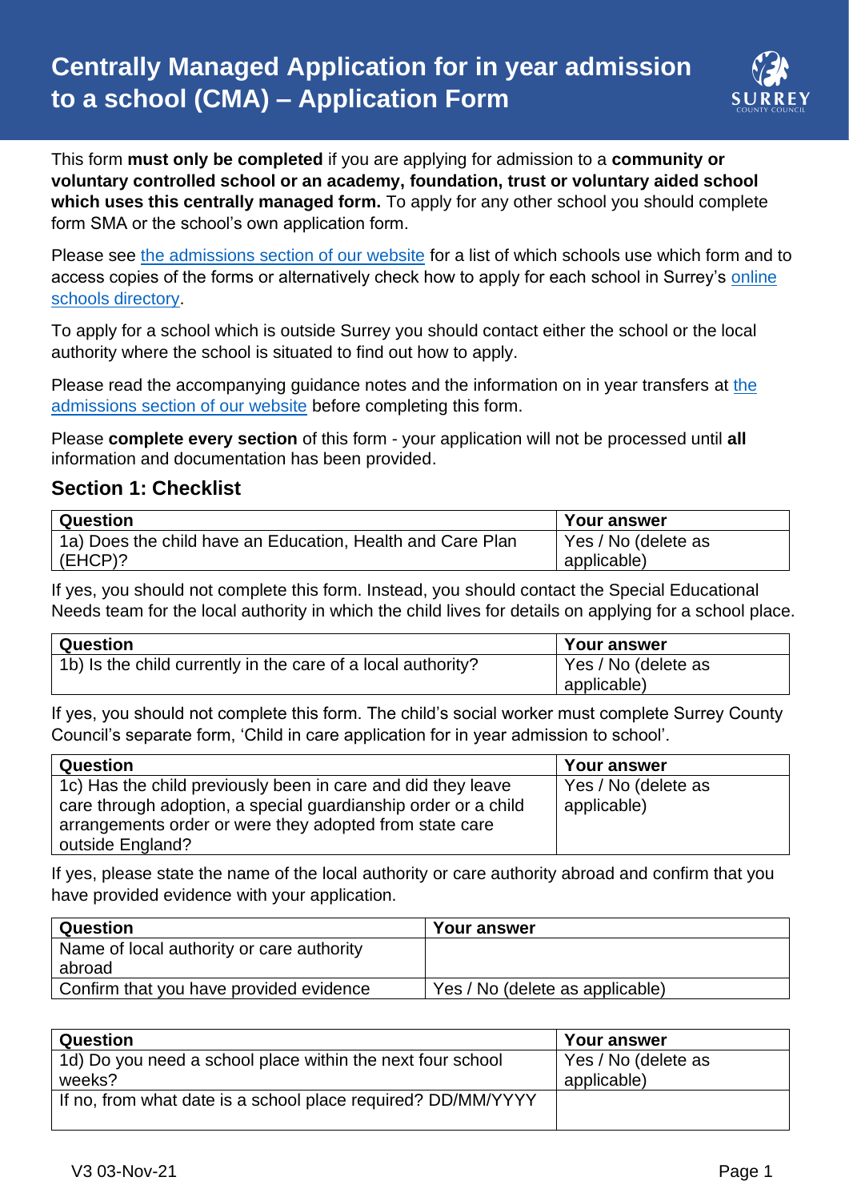# Centrally Managed Application for in year admission to a school (CMA) – Application Form

This form **must only be completed** if you are applying for admission to a **community or voluntary controlled school or an academy, foundation, trust or voluntary aided school which uses this centrally managed form.** To apply for any other school you should complete form SMA or the school's own application form.

Please see [the admissions section of our website](#) for a list of which schools use which form and to access copies of the forms or alternatively check how to apply for each school in Surrey's [online schools directory](#).

To apply for a school which is outside Surrey you should contact either the school or the local authority where the school is situated to find out how to apply.

Please read the accompanying guidance notes and the information on in year transfers at [the admissions section of our website](#) before completing this form.

Please **complete every section** of this form - your application will not be processed until **all** information and documentation has been provided.

## Section 1: Checklist

| Question | Your answer |
|---|---|
| 1a) Does the child have an Education, Health and Care Plan (EHCP)? | Yes / No (delete as applicable) |

If yes, you should not complete this form. Instead, you should contact the Special Educational Needs team for the local authority in which the child lives for details on applying for a school place.

| Question | Your answer |
|---|---|
| 1b) Is the child currently in the care of a local authority? | Yes / No (delete as applicable) |

If yes, you should not complete this form. The child's social worker must complete Surrey County Council's separate form, 'Child in care application for in year admission to school'.

| Question | Your answer |
|---|---|
| 1c) Has the child previously been in care and did they leave care through adoption, a special guardianship order or a child arrangements order or were they adopted from state care outside England? | Yes / No (delete as applicable) |

If yes, please state the name of the local authority or care authority abroad and confirm that you have provided evidence with your application.

| Question | Your answer |
|---|---|
| Name of local authority or care authority abroad | |
| Confirm that you have provided evidence | Yes / No (delete as applicable) |

| Question | Your answer |
|---|---|
| 1d) Do you need a school place within the next four school weeks? | Yes / No (delete as applicable) |
| If no, from what date is a school place required? DD/MM/YYYY | |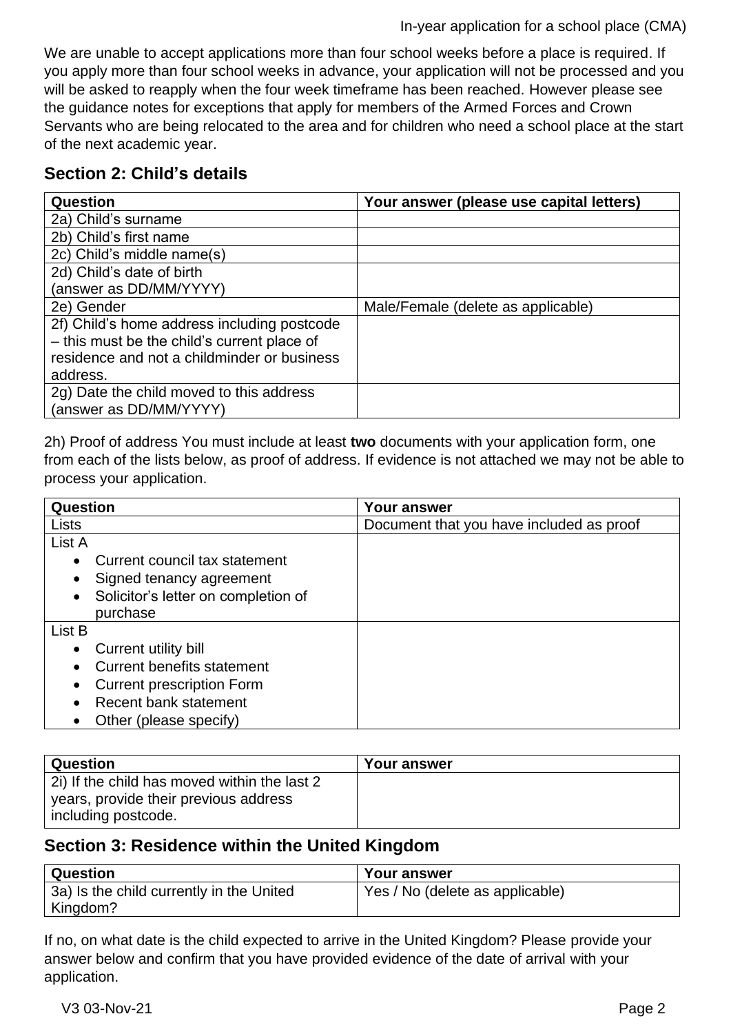We are unable to accept applications more than four school weeks before a place is required. If you apply more than four school weeks in advance, your application will not be processed and you will be asked to reapply when the four week timeframe has been reached. However please see the guidance notes for exceptions that apply for members of the Armed Forces and Crown Servants who are being relocated to the area and for children who need a school place at the start of the next academic year.

## Section 2: Child's details

| Question | Your answer (please use capital letters) |
|---|---|
| 2a) Child's surname | |
| 2b) Child's first name | |
| 2c) Child's middle name(s) | |
| 2d) Child's date of birth (answer as DD/MM/YYYY) | |
| 2e) Gender | Male/Female (delete as applicable) |
| 2f) Child's home address including postcode – this must be the child's current place of residence and not a childminder or business address. | |
| 2g) Date the child moved to this address (answer as DD/MM/YYYY) | |

2h) Proof of address You must include at least **two** documents with your application form, one from each of the lists below, as proof of address. If evidence is not attached we may not be able to process your application.

| Question | Your answer |
|---|---|
| Lists | Document that you have included as proof |
| List A<br>• Current council tax statement<br>• Signed tenancy agreement<br>• Solicitor's letter on completion of purchase | |
| List B<br>• Current utility bill<br>• Current benefits statement<br>• Current prescription Form<br>• Recent bank statement<br>• Other (please specify) | |

| Question | Your answer |
|---|---|
| 2i) If the child has moved within the last 2 years, provide their previous address including postcode. | |

## Section 3: Residence within the United Kingdom

| Question | Your answer |
|---|---|
| 3a) Is the child currently in the United Kingdom? | Yes / No (delete as applicable) |

If no, on what date is the child expected to arrive in the United Kingdom? Please provide your answer below and confirm that you have provided evidence of the date of arrival with your application.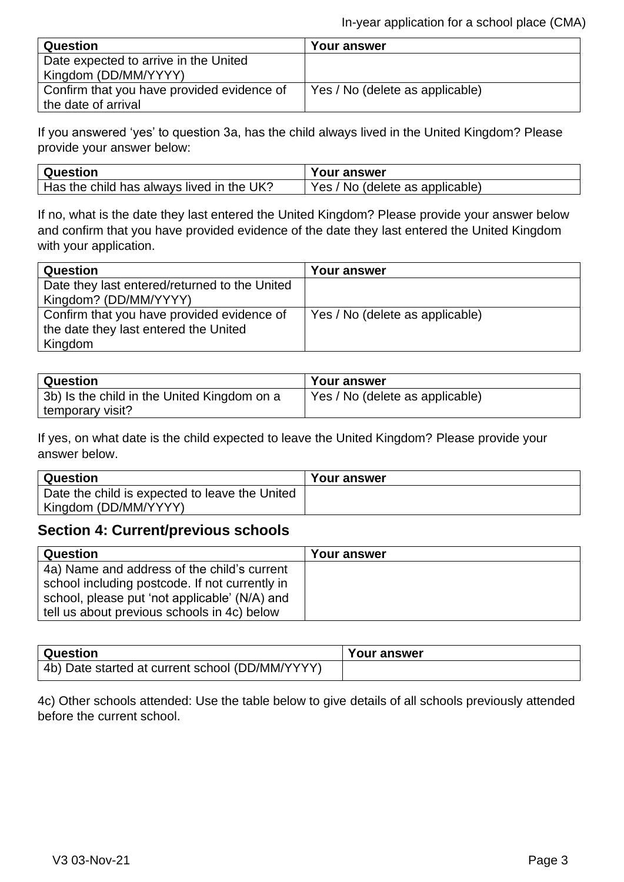| Question | Your answer |
|---|---|
| Date expected to arrive in the United Kingdom (DD/MM/YYYY) | |
| Confirm that you have provided evidence of the date of arrival | Yes / No (delete as applicable) |

If you answered 'yes' to question 3a, has the child always lived in the United Kingdom? Please provide your answer below:

| Question | Your answer |
|---|---|
| Has the child has always lived in the UK? | Yes / No (delete as applicable) |

If no, what is the date they last entered the United Kingdom? Please provide your answer below and confirm that you have provided evidence of the date they last entered the United Kingdom with your application.

| Question | Your answer |
|---|---|
| Date they last entered/returned to the United Kingdom? (DD/MM/YYYY) | |
| Confirm that you have provided evidence of the date they last entered the United Kingdom | Yes / No (delete as applicable) |

| Question | Your answer |
|---|---|
| 3b) Is the child in the United Kingdom on a temporary visit? | Yes / No (delete as applicable) |

If yes, on what date is the child expected to leave the United Kingdom? Please provide your answer below.

| Question | Your answer |
|---|---|
| Date the child is expected to leave the United Kingdom (DD/MM/YYYY) | |

## Section 4: Current/previous schools

| Question | Your answer |
|---|---|
| 4a) Name and address of the child's current school including postcode. If not currently in school, please put 'not applicable' (N/A) and tell us about previous schools in 4c) below | |

| Question | Your answer |
|---|---|
| 4b) Date started at current school (DD/MM/YYYY) | |

4c) Other schools attended: Use the table below to give details of all schools previously attended before the current school.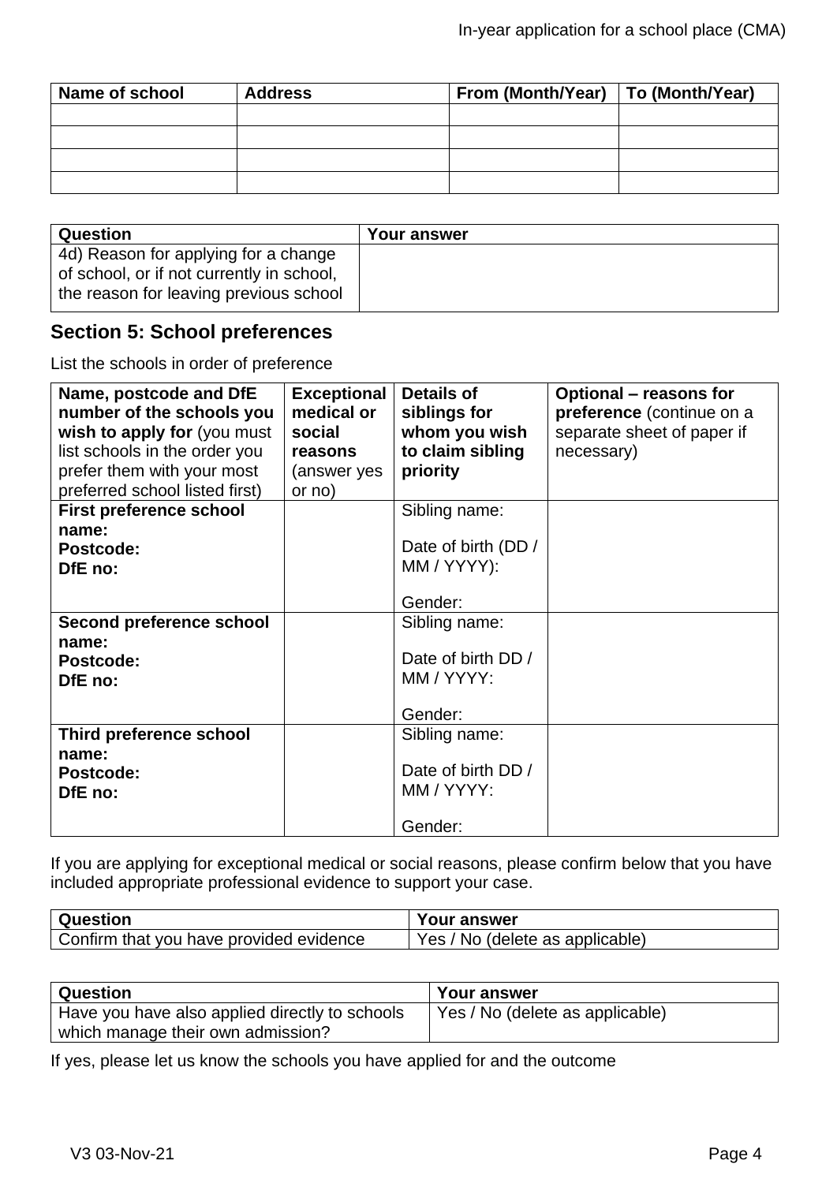| Name of school | Address | From (Month/Year) | To (Month/Year) |
|---|---|---|---|
| | | | |
| | | | |
| | | | |
| | | | |

| Question | Your answer |
|---|---|
| 4d) Reason for applying for a change of school, or if not currently in school, the reason for leaving previous school | |

## Section 5: School preferences

List the schools in order of preference

| **Name, postcode and DfE number of the schools you wish to apply for** (you must list schools in the order you prefer them with your most preferred school listed first) | **Exceptional medical or social reasons** (answer yes or no) | **Details of siblings for whom you wish to claim sibling priority** | **Optional – reasons for preference** (continue on a separate sheet of paper if necessary) |
|---|---|---|---|
| **First preference school name:**<br>**Postcode:**<br>**DfE no:** | | Sibling name:<br><br>Date of birth (DD / MM / YYYY):<br><br>Gender: | |
| **Second preference school name:**<br>**Postcode:**<br>**DfE no:** | | Sibling name:<br><br>Date of birth DD / MM / YYYY:<br><br>Gender: | |
| **Third preference school name:**<br>**Postcode:**<br>**DfE no:** | | Sibling name:<br><br>Date of birth DD / MM / YYYY:<br><br>Gender: | |

If you are applying for exceptional medical or social reasons, please confirm below that you have included appropriate professional evidence to support your case.

| Question | Your answer |
|---|---|
| Confirm that you have provided evidence | Yes / No (delete as applicable) |

| Question | Your answer |
|---|---|
| Have you have also applied directly to schools which manage their own admission? | Yes / No (delete as applicable) |

If yes, please let us know the schools you have applied for and the outcome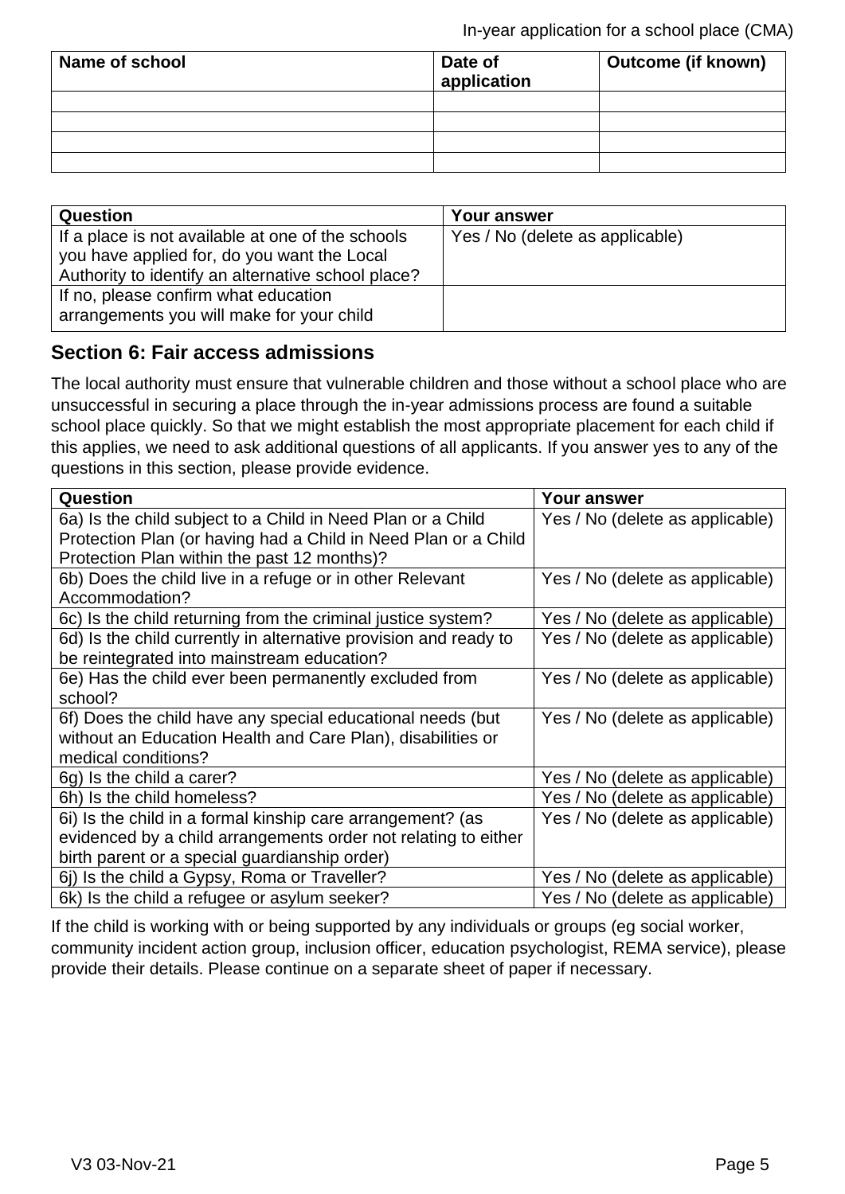| Name of school | Date of application | Outcome (if known) |
|---|---|---|
| | | |
| | | |
| | | |
| | | |

| Question | Your answer |
|---|---|
| If a place is not available at one of the schools you have applied for, do you want the Local Authority to identify an alternative school place? | Yes / No (delete as applicable) |
| If no, please confirm what education arrangements you will make for your child | |

## Section 6: Fair access admissions

The local authority must ensure that vulnerable children and those without a school place who are unsuccessful in securing a place through the in-year admissions process are found a suitable school place quickly. So that we might establish the most appropriate placement for each child if this applies, we need to ask additional questions of all applicants. If you answer yes to any of the questions in this section, please provide evidence.

| Question | Your answer |
|---|---|
| 6a) Is the child subject to a Child in Need Plan or a Child Protection Plan (or having had a Child in Need Plan or a Child Protection Plan within the past 12 months)? | Yes / No (delete as applicable) |
| 6b) Does the child live in a refuge or in other Relevant Accommodation? | Yes / No (delete as applicable) |
| 6c) Is the child returning from the criminal justice system? | Yes / No (delete as applicable) |
| 6d) Is the child currently in alternative provision and ready to be reintegrated into mainstream education? | Yes / No (delete as applicable) |
| 6e) Has the child ever been permanently excluded from school? | Yes / No (delete as applicable) |
| 6f) Does the child have any special educational needs (but without an Education Health and Care Plan), disabilities or medical conditions? | Yes / No (delete as applicable) |
| 6g) Is the child a carer? | Yes / No (delete as applicable) |
| 6h) Is the child homeless? | Yes / No (delete as applicable) |
| 6i) Is the child in a formal kinship care arrangement? (as evidenced by a child arrangements order not relating to either birth parent or a special guardianship order) | Yes / No (delete as applicable) |
| 6j) Is the child a Gypsy, Roma or Traveller? | Yes / No (delete as applicable) |
| 6k) Is the child a refugee or asylum seeker? | Yes / No (delete as applicable) |

If the child is working with or being supported by any individuals or groups (eg social worker, community incident action group, inclusion officer, education psychologist, REMA service), please provide their details. Please continue on a separate sheet of paper if necessary.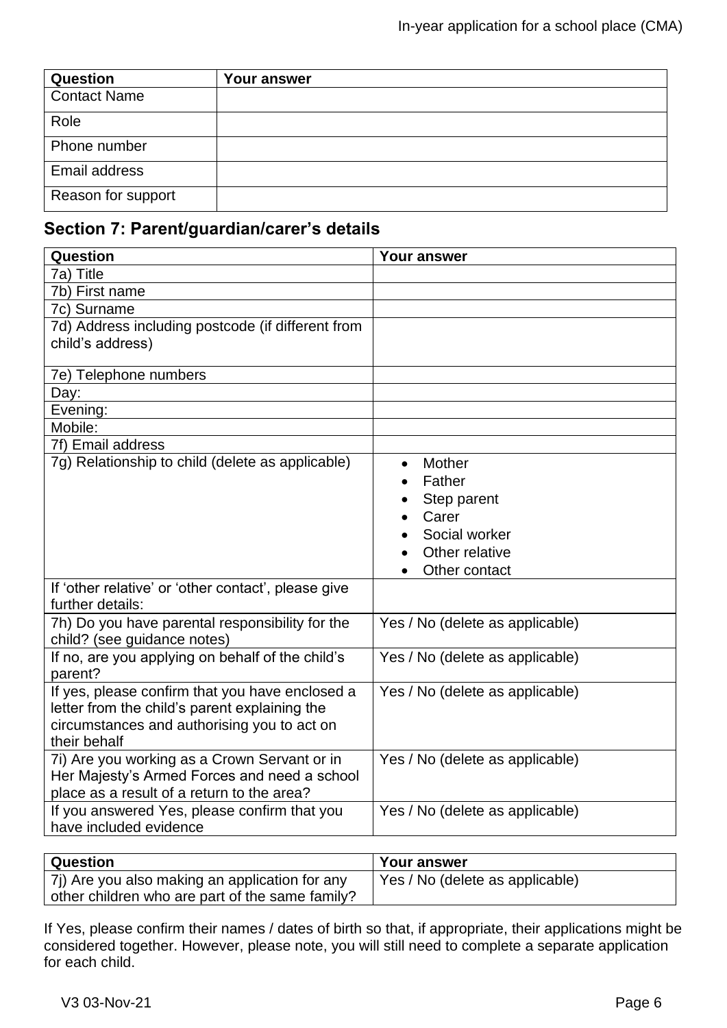| Question | Your answer |
| --- | --- |
| Contact Name | |
| Role | |
| Phone number | |
| Email address | |
| Reason for support | |

## Section 7: Parent/guardian/carer's details

| Question | Your answer |
| --- | --- |
| 7a) Title | |
| 7b) First name | |
| 7c) Surname | |
| 7d) Address including postcode (if different from child's address) | |
| 7e) Telephone numbers | |
| Day: | |
| Evening: | |
| Mobile: | |
| 7f) Email address | |
| 7g) Relationship to child (delete as applicable) | • Mother<br>• Father<br>• Step parent<br>• Carer<br>• Social worker<br>• Other relative<br>• Other contact |
| If 'other relative' or 'other contact', please give further details: | |
| 7h) Do you have parental responsibility for the child? (see guidance notes) | Yes / No (delete as applicable) |
| If no, are you applying on behalf of the child's parent? | Yes / No (delete as applicable) |
| If yes, please confirm that you have enclosed a letter from the child's parent explaining the circumstances and authorising you to act on their behalf | Yes / No (delete as applicable) |
| 7i) Are you working as a Crown Servant or in Her Majesty's Armed Forces and need a school place as a result of a return to the area? | Yes / No (delete as applicable) |
| If you answered Yes, please confirm that you have included evidence | Yes / No (delete as applicable) |

| Question | Your answer |
| --- | --- |
| 7j) Are you also making an application for any other children who are part of the same family? | Yes / No (delete as applicable) |

If Yes, please confirm their names / dates of birth so that, if appropriate, their applications might be considered together. However, please note, you will still need to complete a separate application for each child.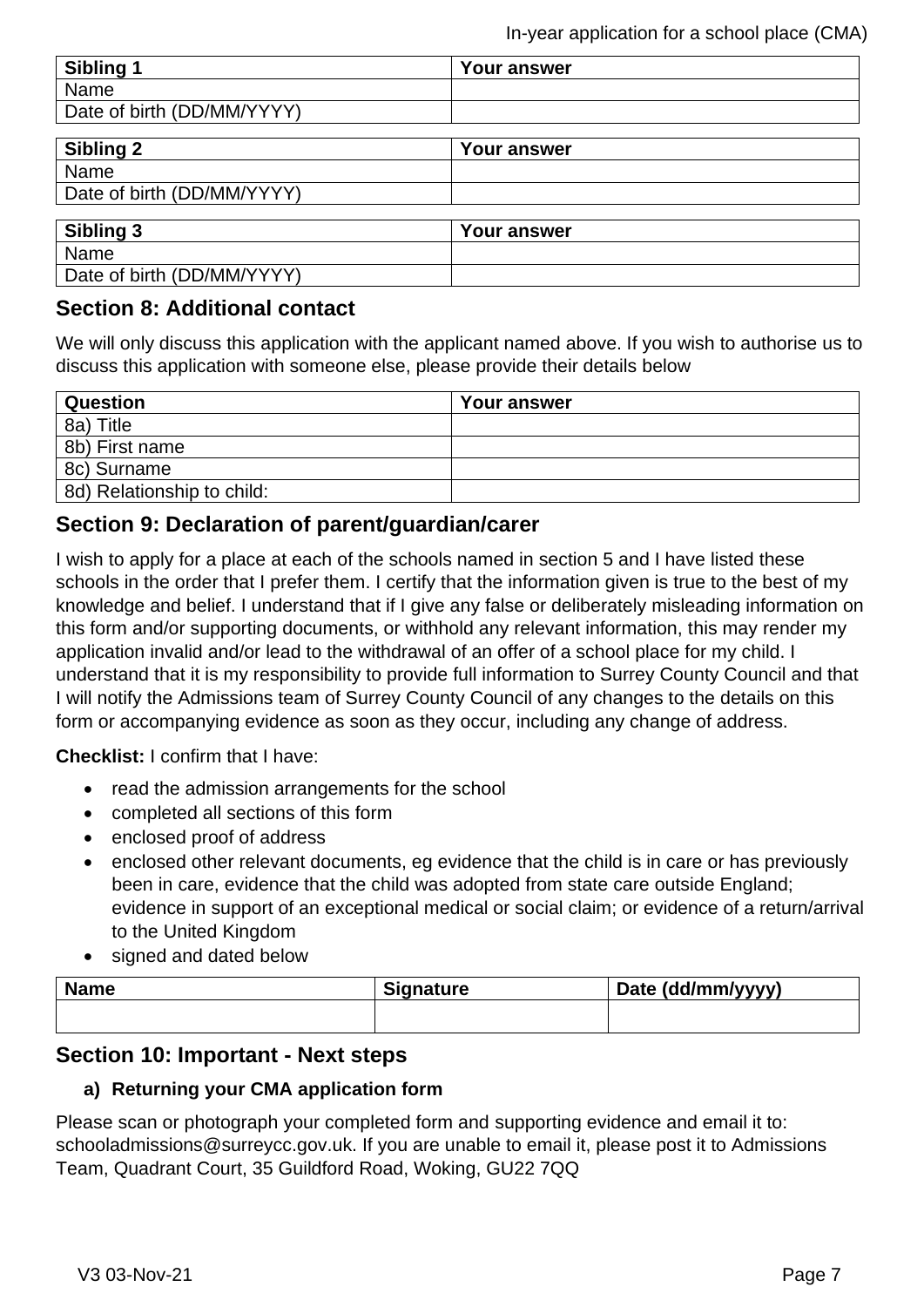| Sibling 1 | Your answer |
| --- | --- |
| Name | |
| Date of birth (DD/MM/YYYY) | |

| Sibling 2 | Your answer |
| --- | --- |
| Name | |
| Date of birth (DD/MM/YYYY) | |

| Sibling 3 | Your answer |
| --- | --- |
| Name | |
| Date of birth (DD/MM/YYYY) | |

## Section 8: Additional contact

We will only discuss this application with the applicant named above. If you wish to authorise us to discuss this application with someone else, please provide their details below

| Question | Your answer |
| --- | --- |
| 8a) Title | |
| 8b) First name | |
| 8c) Surname | |
| 8d) Relationship to child: | |

## Section 9: Declaration of parent/guardian/carer

I wish to apply for a place at each of the schools named in section 5 and I have listed these schools in the order that I prefer them. I certify that the information given is true to the best of my knowledge and belief. I understand that if I give any false or deliberately misleading information on this form and/or supporting documents, or withhold any relevant information, this may render my application invalid and/or lead to the withdrawal of an offer of a school place for my child. I understand that it is my responsibility to provide full information to Surrey County Council and that I will notify the Admissions team of Surrey County Council of any changes to the details on this form or accompanying evidence as soon as they occur, including any change of address.

**Checklist:** I confirm that I have:

- read the admission arrangements for the school
- completed all sections of this form
- enclosed proof of address
- enclosed other relevant documents, eg evidence that the child is in care or has previously been in care, evidence that the child was adopted from state care outside England; evidence in support of an exceptional medical or social claim; or evidence of a return/arrival to the United Kingdom
- signed and dated below

| Name | Signature | Date (dd/mm/yyyy) |
| --- | --- | --- |
| | | |

## Section 10: Important - Next steps

### a) Returning your CMA application form

Please scan or photograph your completed form and supporting evidence and email it to: schooladmissions@surreycc.gov.uk. If you are unable to email it, please post it to Admissions Team, Quadrant Court, 35 Guildford Road, Woking, GU22 7QQ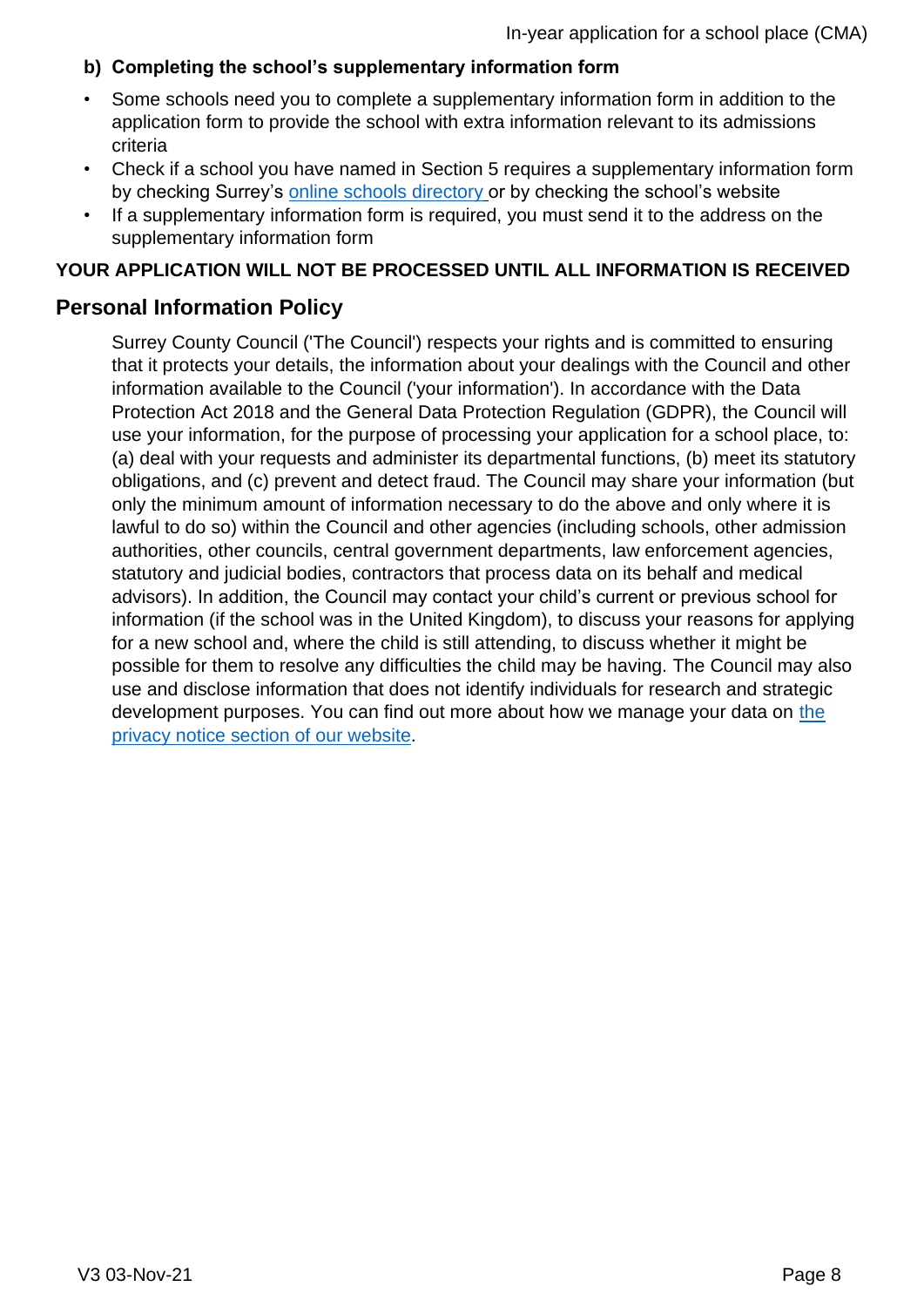### b) Completing the school's supplementary information form

- Some schools need you to complete a supplementary information form in addition to the application form to provide the school with extra information relevant to its admissions criteria
- Check if a school you have named in Section 5 requires a supplementary information form by checking Surrey's [online schools directory](#) or by checking the school's website
- If a supplementary information form is required, you must send it to the address on the supplementary information form

**YOUR APPLICATION WILL NOT BE PROCESSED UNTIL ALL INFORMATION IS RECEIVED**

## Personal Information Policy

Surrey County Council ('The Council') respects your rights and is committed to ensuring that it protects your details, the information about your dealings with the Council and other information available to the Council ('your information'). In accordance with the Data Protection Act 2018 and the General Data Protection Regulation (GDPR), the Council will use your information, for the purpose of processing your application for a school place, to: (a) deal with your requests and administer its departmental functions, (b) meet its statutory obligations, and (c) prevent and detect fraud. The Council may share your information (but only the minimum amount of information necessary to do the above and only where it is lawful to do so) within the Council and other agencies (including schools, other admission authorities, other councils, central government departments, law enforcement agencies, statutory and judicial bodies, contractors that process data on its behalf and medical advisors). In addition, the Council may contact your child's current or previous school for information (if the school was in the United Kingdom), to discuss your reasons for applying for a new school and, where the child is still attending, to discuss whether it might be possible for them to resolve any difficulties the child may be having. The Council may also use and disclose information that does not identify individuals for research and strategic development purposes. You can find out more about how we manage your data on [the privacy notice section of our website](#).